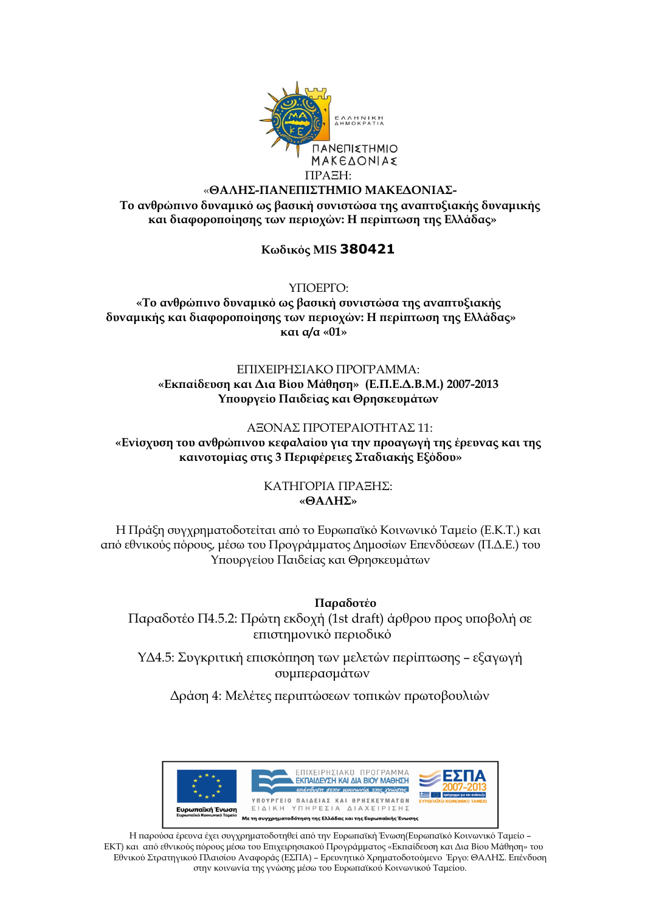ΕΛΛΗΝΙΚΗ ΔΗΜΟΚΡΑΤΙΑ

ΠΑΝΕΠΙΣΤΗΜΙΟ ΜΑΚΕΔΟΝΙΑΣ

ΠΡΑΞΗ:

**«ΘΑΛΗΣ-ΠΑΝΕΠΙΣΤΗΜΙΟ ΜΑΚΕΔΟΝΙΑΣ-**
**Το ανθρώπινο δυναμικό ως βασική συνιστώσα της αναπτυξιακής δυναμικής και διαφοροποίησης των περιοχών: Η περίπτωση της Ελλάδας»**

**Κωδικός MIS 380421**

ΥΠΟΕΡΓΟ:

**«Το ανθρώπινο δυναμικό ως βασική συνιστώσα της αναπτυξιακής δυναμικής και διαφοροποίησης των περιοχών: Η περίπτωση της Ελλάδας» και α/α «01»**

ΕΠΙΧΕΙΡΗΣΙΑΚΟ ΠΡΟΓΡΑΜΜΑ:

**«Εκπαίδευση και Δια Βίου Μάθηση» (Ε.Π.Ε.Δ.Β.Μ.) 2007-2013**
**Υπουργείο Παιδείας και Θρησκευμάτων**

ΑΞΟΝΑΣ ΠΡΟΤΕΡΑΙΟΤΗΤΑΣ 11:

**«Ενίσχυση του ανθρώπινου κεφαλαίου για την προαγωγή της έρευνας και της καινοτομίας στις 3 Περιφέρειες Σταδιακής Εξόδου»**

ΚΑΤΗΓΟΡΙΑ ΠΡΑΞΗΣ:

**«ΘΑΛΗΣ»**

Η Πράξη συγχρηματοδοτείται από το Ευρωπαϊκό Κοινωνικό Ταμείο (Ε.Κ.Τ.) και από εθνικούς πόρους, μέσω του Προγράμματος Δημοσίων Επενδύσεων (Π.Δ.Ε.) του Υπουργείου Παιδείας και Θρησκευμάτων

**Παραδοτέο**

Παραδοτέο Π4.5.2: Πρώτη εκδοχή (1st draft) άρθρου προς υποβολή σε επιστημονικό περιοδικό

ΥΔ4.5: Συγκριτική επισκόπηση των μελετών περίπτωσης – εξαγωγή συμπερασμάτων

Δράση 4: Μελέτες περιπτώσεων τοπικών πρωτοβουλιών

Ευρωπαϊκή Ένωση – Ευρωπαϊκό Κοινωνικό Ταμείο | ΕΠΙΧΕΙΡΗΣΙΑΚΟ ΠΡΟΓΡΑΜΜΑ ΕΚΠΑΙΔΕΥΣΗ ΚΑΙ ΔΙΑ ΒΙΟΥ ΜΑΘΗΣΗ – επένδυση στην κοινωνία της γνώσης – ΥΠΟΥΡΓΕΙΟ ΠΑΙΔΕΙΑΣ ΚΑΙ ΘΡΗΣΚΕΥΜΑΤΩΝ – ΕΙΔΙΚΗ ΥΠΗΡΕΣΙΑ ΔΙΑΧΕΙΡΙΣΗΣ | ΕΣΠΑ 2007-2013 – ΕΥΡΩΠΑΪΚΟ ΚΟΙΝΩΝΙΚΟ ΤΑΜΕΙΟ

Με τη συγχρηματοδότηση της Ελλάδας και της Ευρωπαϊκής Ένωσης

Η παρούσα έρευνα έχει συγχρηματοδοτηθεί από την Ευρωπαϊκή Ένωση(Ευρωπαϊκό Κοινωνικό Ταμείο – ΕΚΤ) και από εθνικούς πόρους μέσω του Επιχειρησιακού Προγράμματος «Εκπαίδευση και Δια Βίου Μάθηση» του Εθνικού Στρατηγικού Πλαισίου Αναφοράς (ΕΣΠΑ) – Ερευνητικό Χρηματοδοτούμενο Έργο: ΘΑΛΗΣ. Επένδυση στην κοινωνία της γνώσης μέσω του Ευρωπαϊκού Κοινωνικού Ταμείου.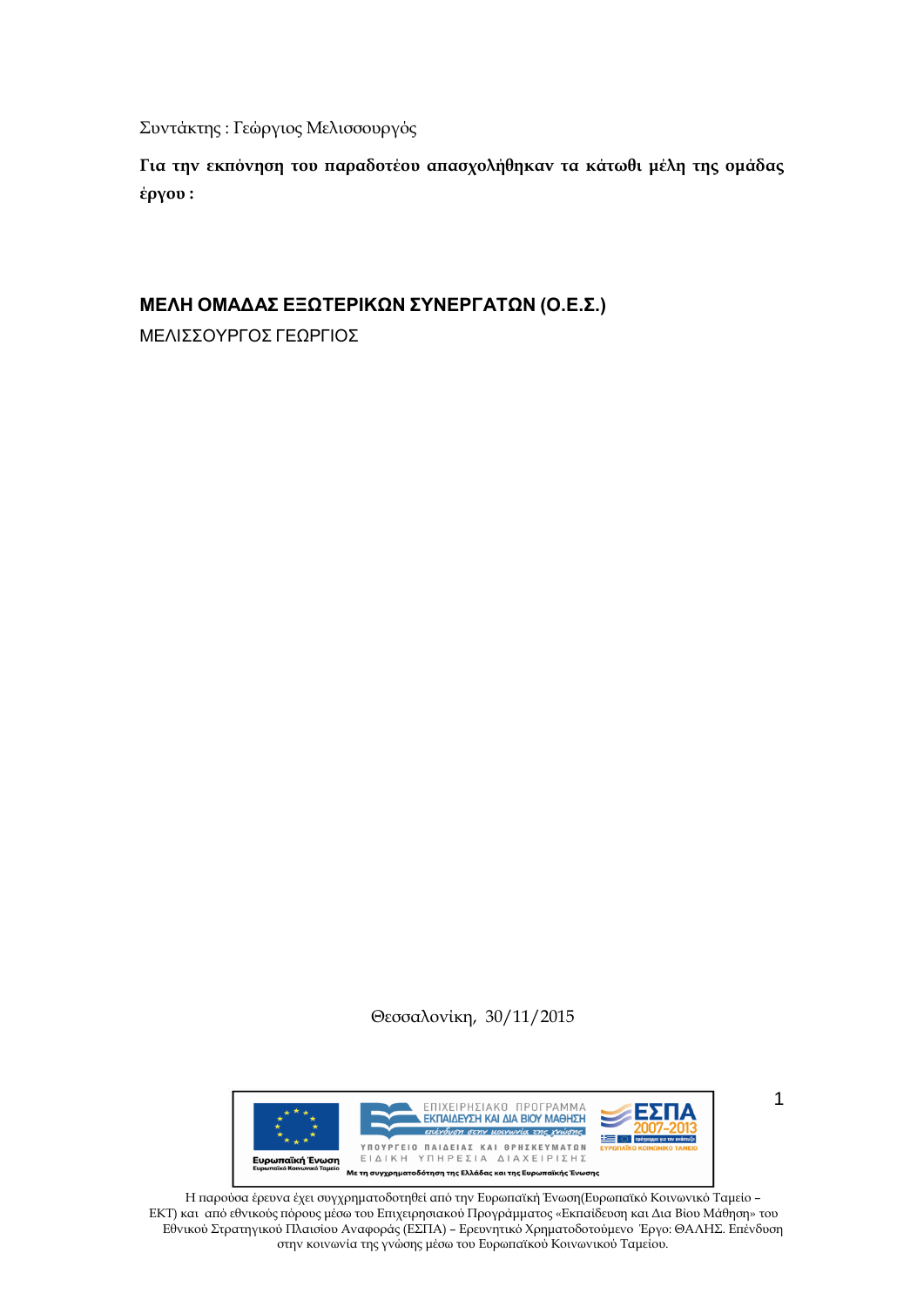Συντάκτης : Γεώργιος Μελισσουργός

**Για την εκπόνηση του παραδοτέου απασχολήθηκαν τα κάτωθι μέλη της ομάδας έργου :**

**ΜΕΛΗ ΟΜΑΔΑΣ ΕΞΩΤΕΡΙΚΩΝ ΣΥΝΕΡΓΑΤΩΝ (Ο.Ε.Σ.)**

ΜΕΛΙΣΣΟΥΡΓΟΣ ΓΕΩΡΓΙΟΣ

Θεσσαλονίκη, 30/11/2015

Η παρούσα έρευνα έχει συγχρηματοδοτηθεί από την Ευρωπαϊκή Ένωση(Ευρωπαϊκό Κοινωνικό Ταμείο – ΕΚΤ) και από εθνικούς πόρους μέσω του Επιχειρησιακού Προγράμματος «Εκπαίδευση και Δια Βίου Μάθηση» του Εθνικού Στρατηγικού Πλαισίου Αναφοράς (ΕΣΠΑ) – Ερευνητικό Χρηματοδοτούμενο Έργο: ΘΑΛΗΣ. Επένδυση στην κοινωνία της γνώσης μέσω του Ευρωπαϊκού Κοινωνικού Ταμείου.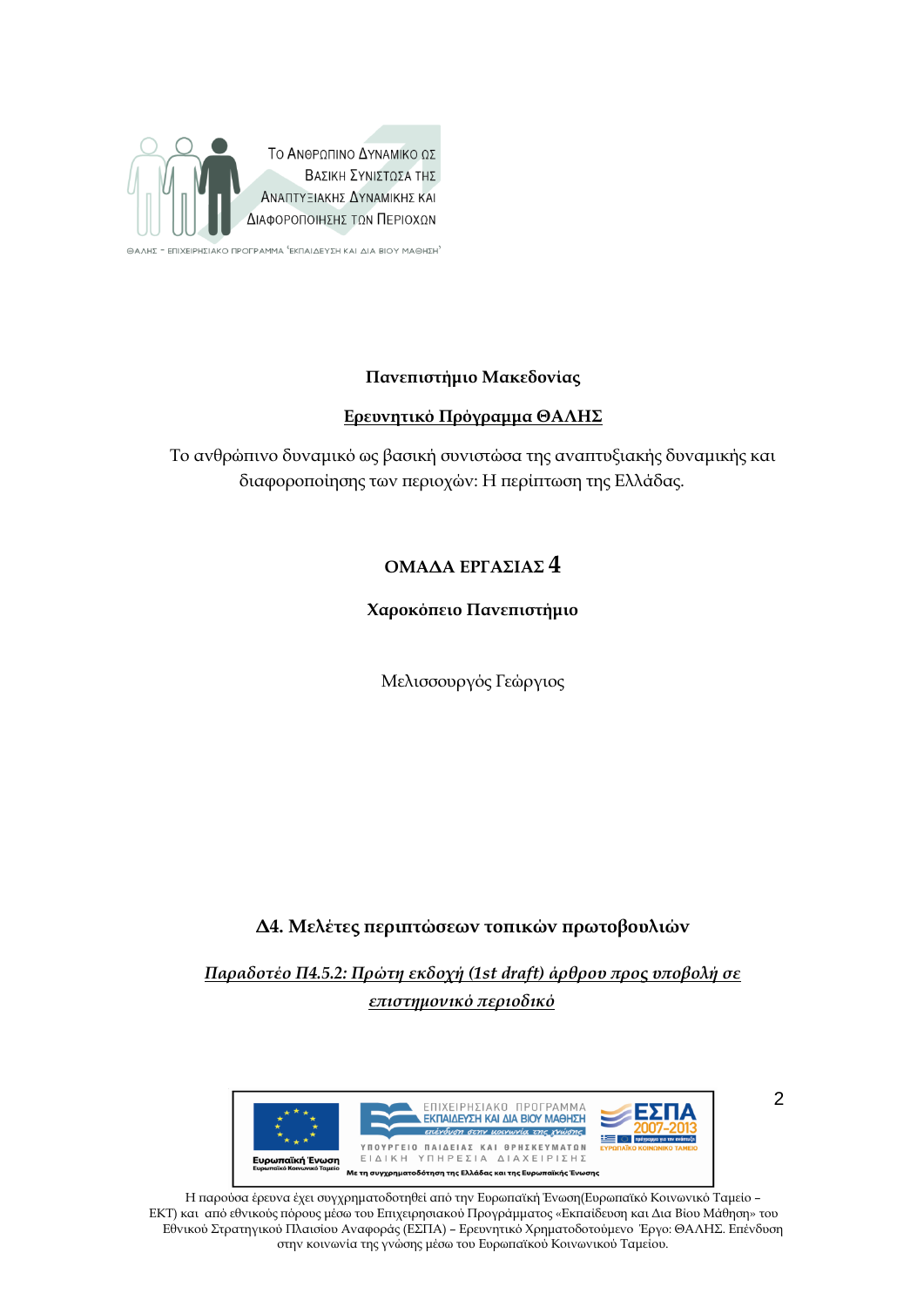Το Ανθρωπινο Δυναμικο ως Βασικη Συνιστωσα της Αναπτυξιακης Δυναμικης και Διαφοροποιησης των Περιοχων

ΘΑΛΗΣ – ΕΠΙΧΕΙΡΗΣΙΑΚΟ ΠΡΟΓΡΑΜΜΑ 'ΕΚΠΑΙΔΕΥΣΗ ΚΑΙ ΔΙΑ ΒΙΟΥ ΜΑΘΗΣΗ'

**Πανεπιστήμιο Μακεδονίας**

**Ερευνητικό Πρόγραμμα ΘΑΛΗΣ**

Το ανθρώπινο δυναμικό ως βασική συνιστώσα της αναπτυξιακής δυναμικής και διαφοροποίησης των περιοχών: Η περίπτωση της Ελλάδας.

**ΟΜΑΔΑ ΕΡΓΑΣΙΑΣ 4**

**Χαροκόπειο Πανεπιστήμιο**

Μελισσουργός Γεώργιος

**Δ4. Μελέτες περιπτώσεων τοπικών πρωτοβουλιών**

***Παραδοτέο Π4.5.2: Πρώτη εκδοχή (1st draft) άρθρου προς υποβολή σε επιστημονικό περιοδικό***

Ευρωπαϊκή Ένωση
Ευρωπαϊκό Κοινωνικό Ταμείο

ΕΠΙΧΕΙΡΗΣΙΑΚΟ ΠΡΟΓΡΑΜΜΑ
ΕΚΠΑΙΔΕΥΣΗ ΚΑΙ ΔΙΑ ΒΙΟΥ ΜΑΘΗΣΗ
επένδυση στην κοινωνία της γνώσης
ΥΠΟΥΡΓΕΙΟ ΠΑΙΔΕΙΑΣ ΚΑΙ ΘΡΗΣΚΕΥΜΑΤΩΝ
ΕΙΔΙΚΗ ΥΠΗΡΕΣΙΑ ΔΙΑΧΕΙΡΙΣΗΣ

ΕΣΠΑ 2007-2013
πρόγραμμα για την ανάπτυξη
ΕΥΡΩΠΑΪΚΟ ΚΟΙΝΩΝΙΚΟ ΤΑΜΕΙΟ

Με τη συγχρηματοδότηση της Ελλάδας και της Ευρωπαϊκής Ένωσης

Η παρούσα έρευνα έχει συγχρηματοδοτηθεί από την Ευρωπαϊκή Ένωση(Ευρωπαϊκό Κοινωνικό Ταμείο – ΕΚΤ) και από εθνικούς πόρους μέσω του Επιχειρησιακού Προγράμματος «Εκπαίδευση και Δια Βίου Μάθηση» του Εθνικού Στρατηγικού Πλαισίου Αναφοράς (ΕΣΠΑ) – Ερευνητικό Χρηματοδοτούμενο Έργο: ΘΑΛΗΣ. Επένδυση στην κοινωνία της γνώσης μέσω του Ευρωπαϊκού Κοινωνικού Ταμείου.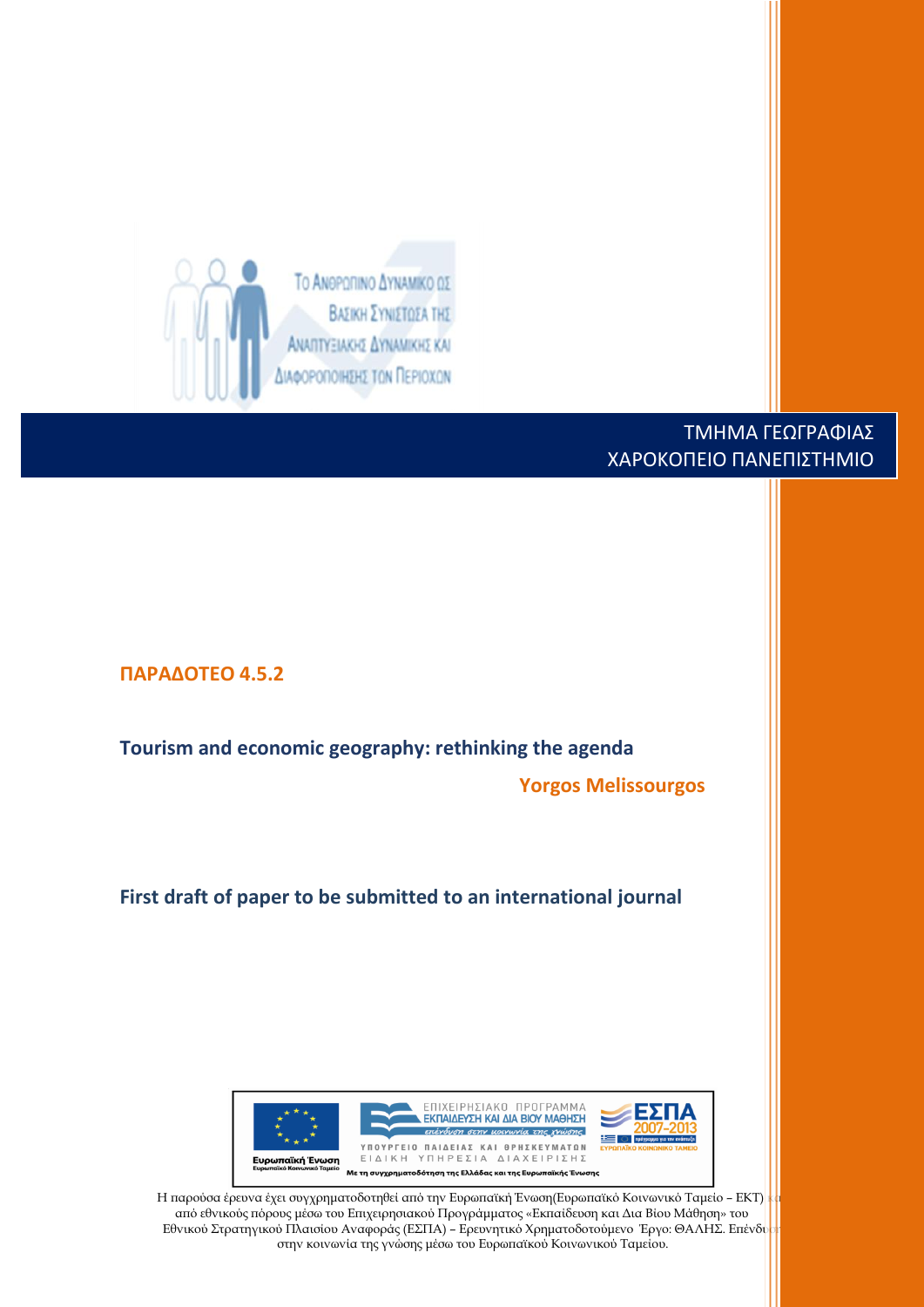Το Ανθρωπινο Δυναμικο ως Βασικη Συνιστωσα της Αναπτυξιακης Δυναμικης και Διαφοροποιησης των Περιοχων

ΤΜΗΜΑ ΓΕΩΓΡΑΦΙΑΣ
ΧΑΡΟΚΟΠΕΙΟ ΠΑΝΕΠΙΣΤΗΜΙΟ

**ΠΑΡΑΔΟΤΕΟ 4.5.2**

**Tourism and economic geography: rethinking the agenda**

**Yorgos Melissourgos**

**First draft of paper to be submitted to an international journal**

Η παρούσα έρευνα έχει συγχρηματοδοτηθεί από την Ευρωπαϊκή Ένωση(Ευρωπαϊκό Κοινωνικό Ταμείο – ΕΚΤ) και από εθνικούς πόρους μέσω του Επιχειρησιακού Προγράμματος «Εκπαίδευση και Δια Βίου Μάθηση» του Εθνικού Στρατηγικού Πλαισίου Αναφοράς (ΕΣΠΑ) – Ερευνητικό Χρηματοδοτούμενο Έργο: ΘΑΛΗΣ. Επένδυση στην κοινωνία της γνώσης μέσω του Ευρωπαϊκού Κοινωνικού Ταμείου.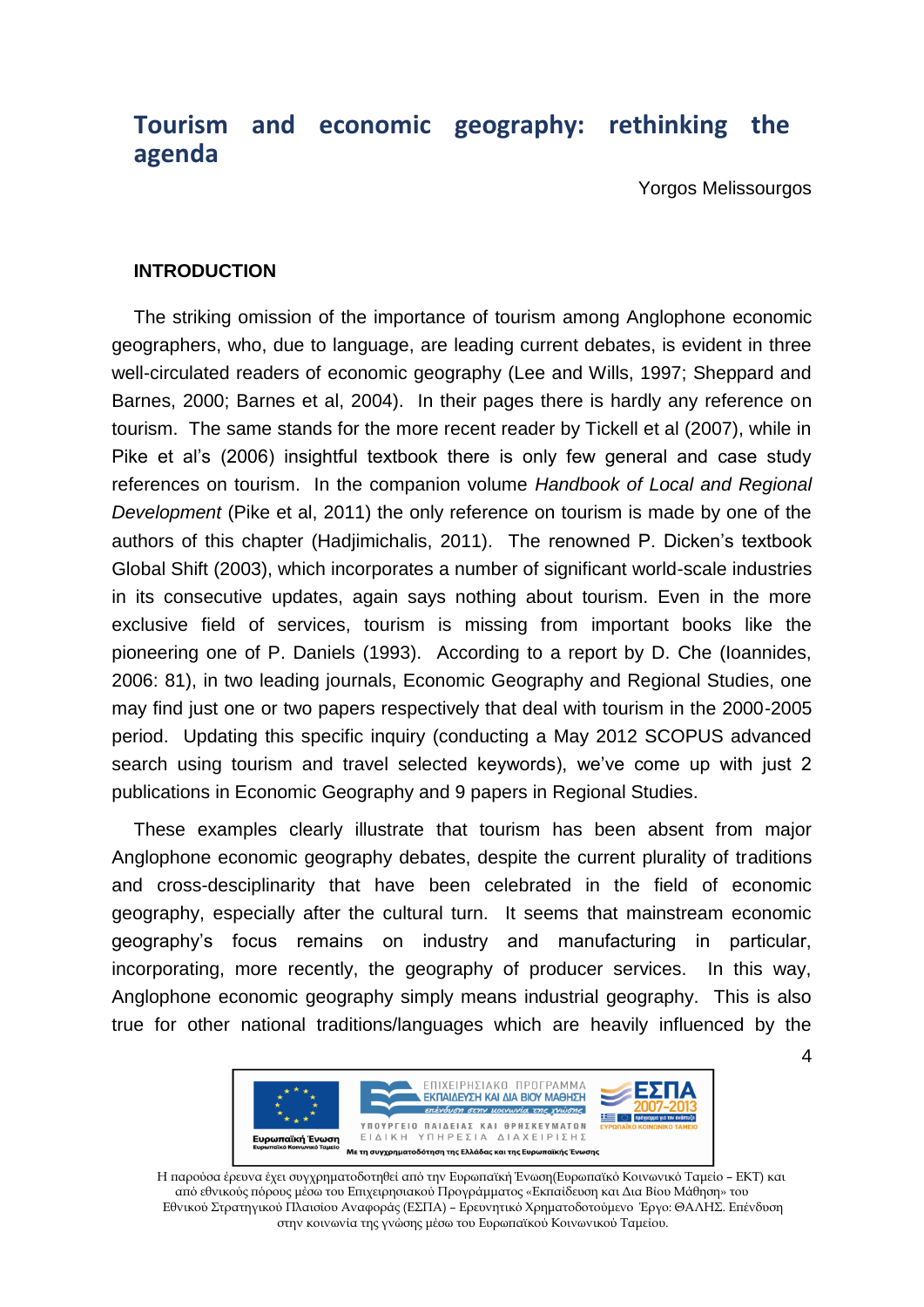# Tourism and economic geography: rethinking the agenda

Yorgos Melissourgos

## INTRODUCTION

The striking omission of the importance of tourism among Anglophone economic geographers, who, due to language, are leading current debates, is evident in three well-circulated readers of economic geography (Lee and Wills, 1997; Sheppard and Barnes, 2000; Barnes et al, 2004). In their pages there is hardly any reference on tourism. The same stands for the more recent reader by Tickell et al (2007), while in Pike et al's (2006) insightful textbook there is only few general and case study references on tourism. In the companion volume *Handbook of Local and Regional Development* (Pike et al, 2011) the only reference on tourism is made by one of the authors of this chapter (Hadjimichalis, 2011). The renowned P. Dicken's textbook Global Shift (2003), which incorporates a number of significant world-scale industries in its consecutive updates, again says nothing about tourism. Even in the more exclusive field of services, tourism is missing from important books like the pioneering one of P. Daniels (1993). According to a report by D. Che (Ioannides, 2006: 81), in two leading journals, Economic Geography and Regional Studies, one may find just one or two papers respectively that deal with tourism in the 2000-2005 period. Updating this specific inquiry (conducting a May 2012 SCOPUS advanced search using tourism and travel selected keywords), we've come up with just 2 publications in Economic Geography and 9 papers in Regional Studies.

These examples clearly illustrate that tourism has been absent from major Anglophone economic geography debates, despite the current plurality of traditions and cross-desciplinarity that have been celebrated in the field of economic geography, especially after the cultural turn. It seems that mainstream economic geography's focus remains on industry and manufacturing in particular, incorporating, more recently, the geography of producer services. In this way, Anglophone economic geography simply means industrial geography. This is also true for other national traditions/languages which are heavily influenced by the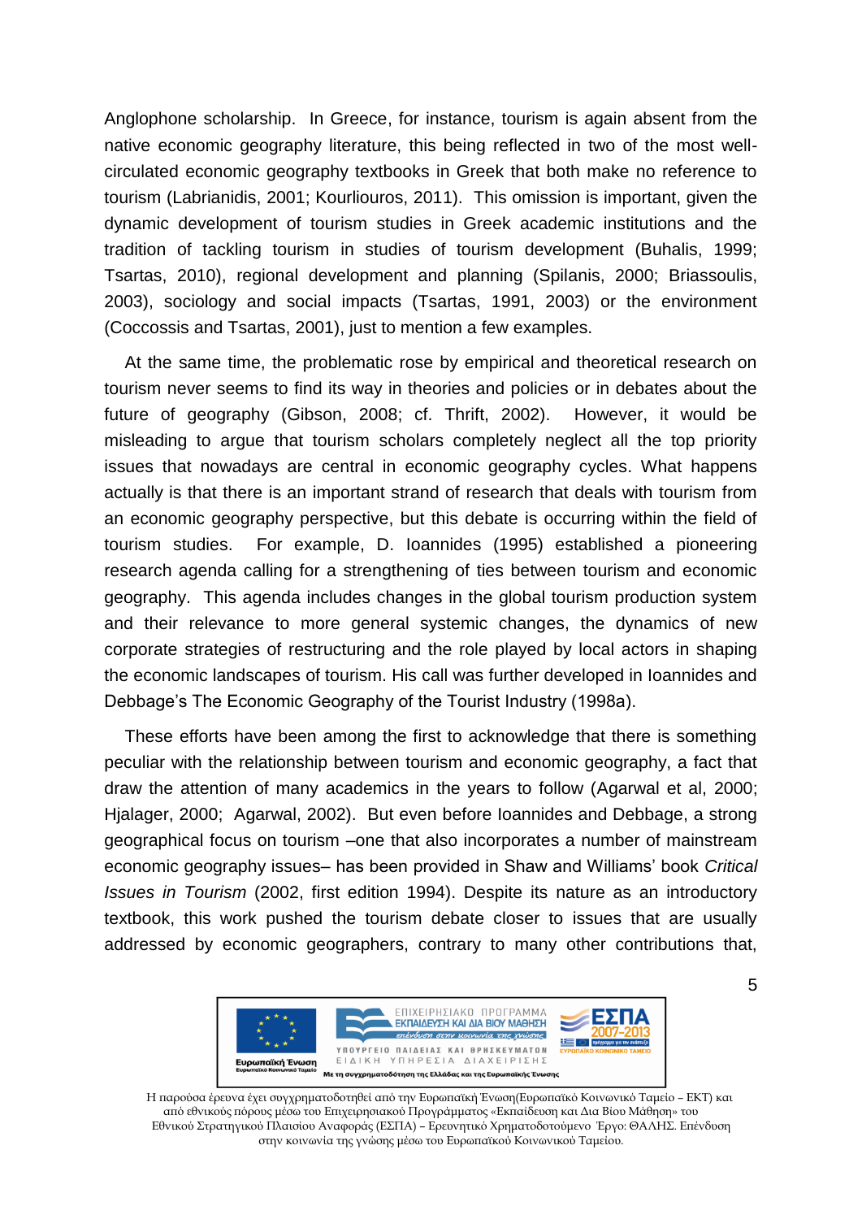Anglophone scholarship. In Greece, for instance, tourism is again absent from the native economic geography literature, this being reflected in two of the most well-circulated economic geography textbooks in Greek that both make no reference to tourism (Labrianidis, 2001; Kourliouros, 2011). This omission is important, given the dynamic development of tourism studies in Greek academic institutions and the tradition of tackling tourism in studies of tourism development (Buhalis, 1999; Tsartas, 2010), regional development and planning (Spilanis, 2000; Briassoulis, 2003), sociology and social impacts (Tsartas, 1991, 2003) or the environment (Coccossis and Tsartas, 2001), just to mention a few examples.

At the same time, the problematic rose by empirical and theoretical research on tourism never seems to find its way in theories and policies or in debates about the future of geography (Gibson, 2008; cf. Thrift, 2002). However, it would be misleading to argue that tourism scholars completely neglect all the top priority issues that nowadays are central in economic geography cycles. What happens actually is that there is an important strand of research that deals with tourism from an economic geography perspective, but this debate is occurring within the field of tourism studies. For example, D. Ioannides (1995) established a pioneering research agenda calling for a strengthening of ties between tourism and economic geography. This agenda includes changes in the global tourism production system and their relevance to more general systemic changes, the dynamics of new corporate strategies of restructuring and the role played by local actors in shaping the economic landscapes of tourism. His call was further developed in Ioannides and Debbage's The Economic Geography of the Tourist Industry (1998a).

These efforts have been among the first to acknowledge that there is something peculiar with the relationship between tourism and economic geography, a fact that draw the attention of many academics in the years to follow (Agarwal et al, 2000; Hjalager, 2000; Agarwal, 2002). But even before Ioannides and Debbage, a strong geographical focus on tourism –one that also incorporates a number of mainstream economic geography issues– has been provided in Shaw and Williams' book *Critical Issues in Tourism* (2002, first edition 1994). Despite its nature as an introductory textbook, this work pushed the tourism debate closer to issues that are usually addressed by economic geographers, contrary to many other contributions that,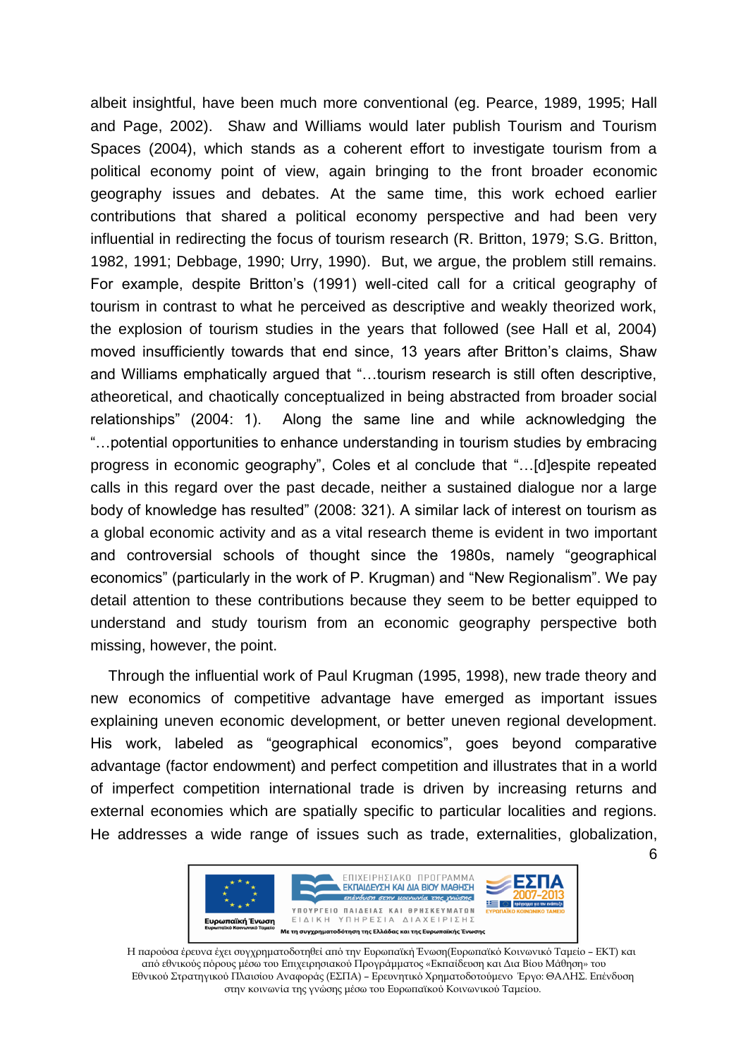albeit insightful, have been much more conventional (eg. Pearce, 1989, 1995; Hall and Page, 2002). Shaw and Williams would later publish Tourism and Tourism Spaces (2004), which stands as a coherent effort to investigate tourism from a political economy point of view, again bringing to the front broader economic geography issues and debates. At the same time, this work echoed earlier contributions that shared a political economy perspective and had been very influential in redirecting the focus of tourism research (R. Britton, 1979; S.G. Britton, 1982, 1991; Debbage, 1990; Urry, 1990). But, we argue, the problem still remains. For example, despite Britton's (1991) well-cited call for a critical geography of tourism in contrast to what he perceived as descriptive and weakly theorized work, the explosion of tourism studies in the years that followed (see Hall et al, 2004) moved insufficiently towards that end since, 13 years after Britton's claims, Shaw and Williams emphatically argued that "…tourism research is still often descriptive, atheoretical, and chaotically conceptualized in being abstracted from broader social relationships" (2004: 1). Along the same line and while acknowledging the "…potential opportunities to enhance understanding in tourism studies by embracing progress in economic geography", Coles et al conclude that "…[d]espite repeated calls in this regard over the past decade, neither a sustained dialogue nor a large body of knowledge has resulted" (2008: 321). A similar lack of interest on tourism as a global economic activity and as a vital research theme is evident in two important and controversial schools of thought since the 1980s, namely "geographical economics" (particularly in the work of P. Krugman) and "New Regionalism". We pay detail attention to these contributions because they seem to be better equipped to understand and study tourism from an economic geography perspective both missing, however, the point.

Through the influential work of Paul Krugman (1995, 1998), new trade theory and new economics of competitive advantage have emerged as important issues explaining uneven economic development, or better uneven regional development. His work, labeled as "geographical economics", goes beyond comparative advantage (factor endowment) and perfect competition and illustrates that in a world of imperfect competition international trade is driven by increasing returns and external economies which are spatially specific to particular localities and regions. He addresses a wide range of issues such as trade, externalities, globalization,

Η παρούσα έρευνα έχει συγχρηματοδοτηθεί από την Ευρωπαϊκή Ένωση(Ευρωπαϊκό Κοινωνικό Ταμείο – ΕΚΤ) και από εθνικούς πόρους μέσω του Επιχειρησιακού Προγράμματος «Εκπαίδευση και Δια Βίου Μάθηση» του Εθνικού Στρατηγικού Πλαισίου Αναφοράς (ΕΣΠΑ) – Ερευνητικό Χρηματοδοτούμενο Έργο: ΘΑΛΗΣ. Επένδυση στην κοινωνία της γνώσης μέσω του Ευρωπαϊκού Κοινωνικού Ταμείου.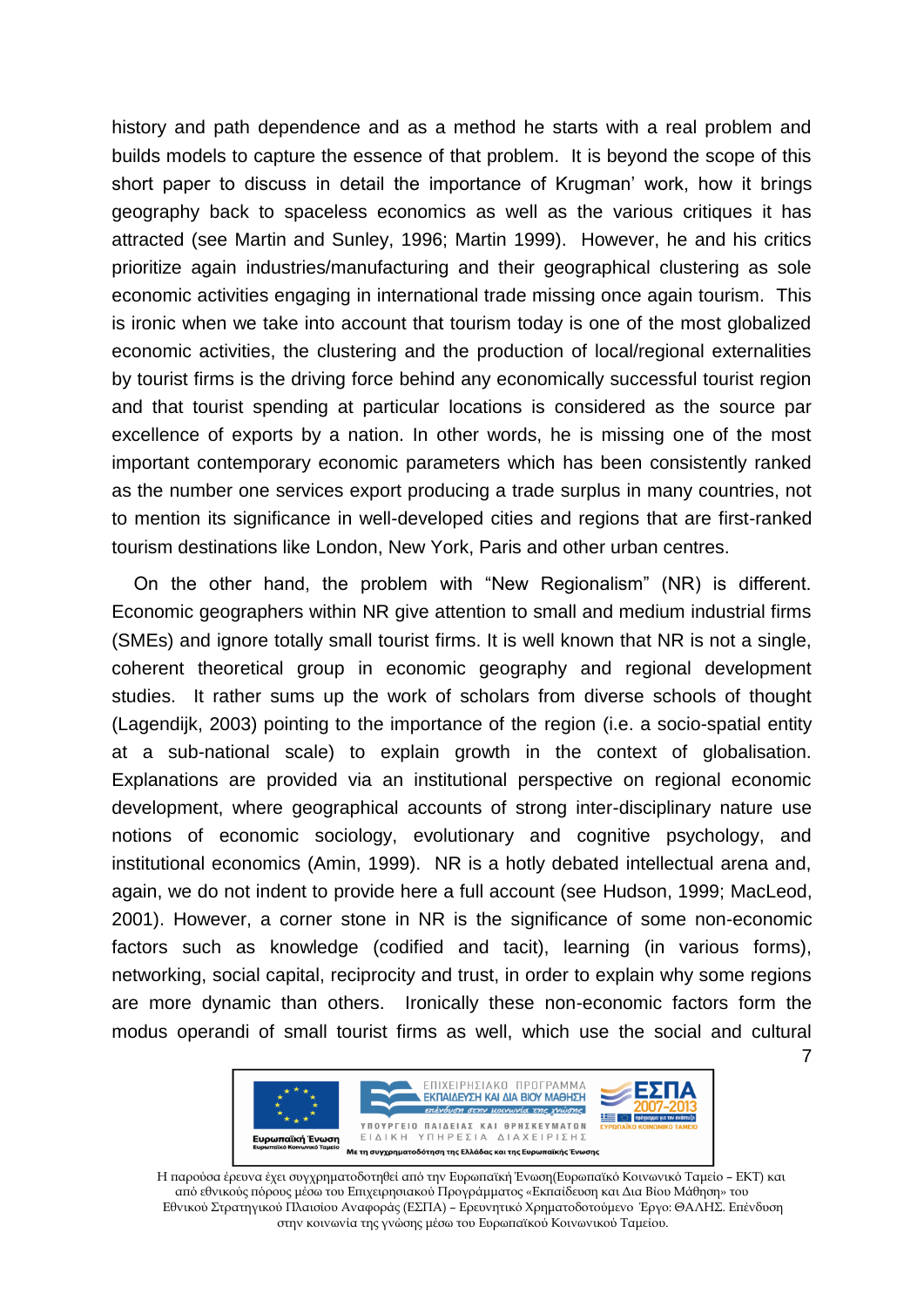history and path dependence and as a method he starts with a real problem and builds models to capture the essence of that problem. It is beyond the scope of this short paper to discuss in detail the importance of Krugman' work, how it brings geography back to spaceless economics as well as the various critiques it has attracted (see Martin and Sunley, 1996; Martin 1999). However, he and his critics prioritize again industries/manufacturing and their geographical clustering as sole economic activities engaging in international trade missing once again tourism. This is ironic when we take into account that tourism today is one of the most globalized economic activities, the clustering and the production of local/regional externalities by tourist firms is the driving force behind any economically successful tourist region and that tourist spending at particular locations is considered as the source par excellence of exports by a nation. In other words, he is missing one of the most important contemporary economic parameters which has been consistently ranked as the number one services export producing a trade surplus in many countries, not to mention its significance in well-developed cities and regions that are first-ranked tourism destinations like London, New York, Paris and other urban centres.

On the other hand, the problem with "New Regionalism" (NR) is different. Economic geographers within NR give attention to small and medium industrial firms (SMEs) and ignore totally small tourist firms. It is well known that NR is not a single, coherent theoretical group in economic geography and regional development studies. It rather sums up the work of scholars from diverse schools of thought (Lagendijk, 2003) pointing to the importance of the region (i.e. a socio-spatial entity at a sub-national scale) to explain growth in the context of globalisation. Explanations are provided via an institutional perspective on regional economic development, where geographical accounts of strong inter-disciplinary nature use notions of economic sociology, evolutionary and cognitive psychology, and institutional economics (Amin, 1999). NR is a hotly debated intellectual arena and, again, we do not indent to provide here a full account (see Hudson, 1999; MacLeod, 2001). However, a corner stone in NR is the significance of some non-economic factors such as knowledge (codified and tacit), learning (in various forms), networking, social capital, reciprocity and trust, in order to explain why some regions are more dynamic than others. Ironically these non-economic factors form the modus operandi of small tourist firms as well, which use the social and cultural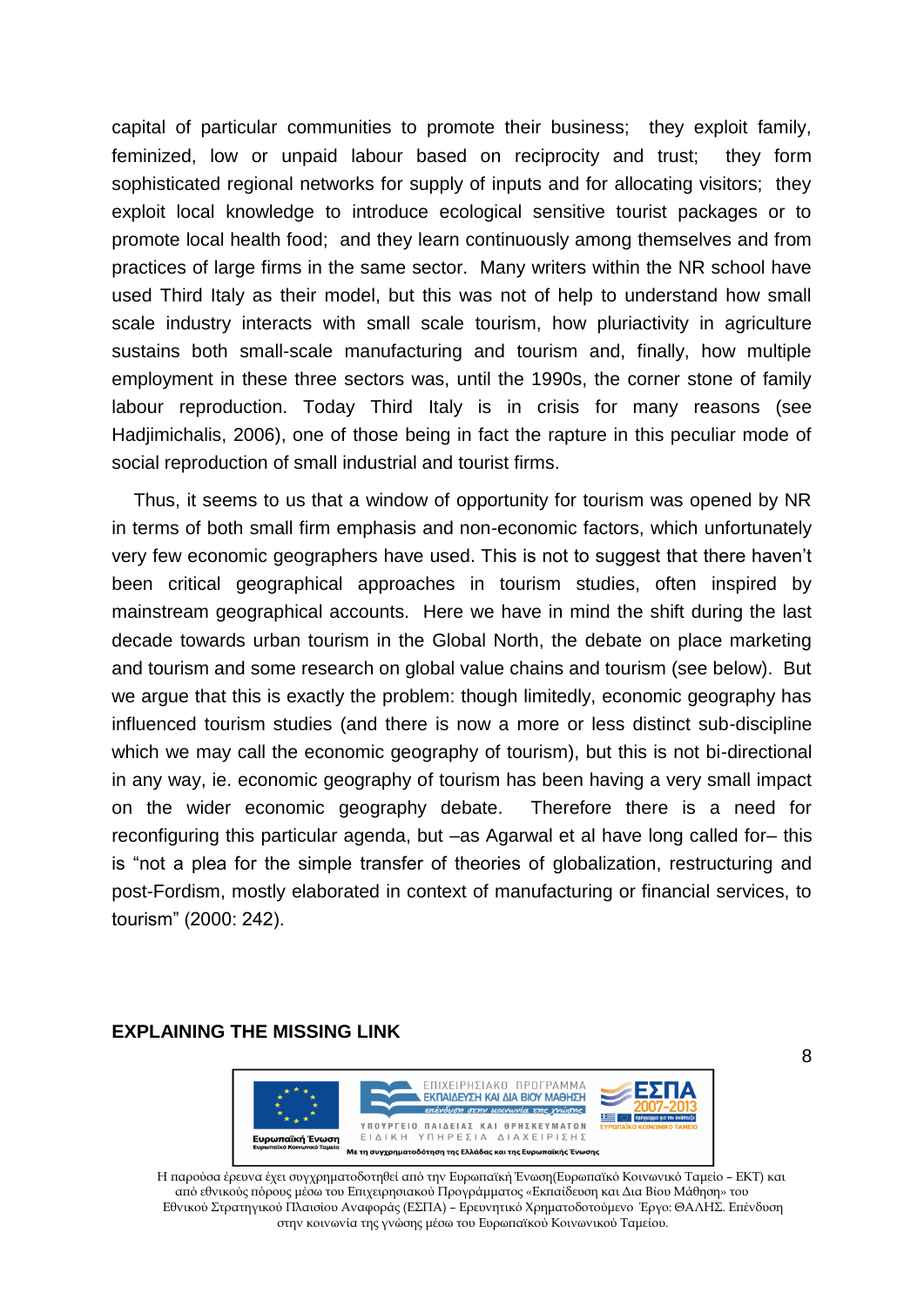capital of particular communities to promote their business; they exploit family, feminized, low or unpaid labour based on reciprocity and trust; they form sophisticated regional networks for supply of inputs and for allocating visitors; they exploit local knowledge to introduce ecological sensitive tourist packages or to promote local health food; and they learn continuously among themselves and from practices of large firms in the same sector. Many writers within the NR school have used Third Italy as their model, but this was not of help to understand how small scale industry interacts with small scale tourism, how pluriactivity in agriculture sustains both small-scale manufacturing and tourism and, finally, how multiple employment in these three sectors was, until the 1990s, the corner stone of family labour reproduction. Today Third Italy is in crisis for many reasons (see Hadjimichalis, 2006), one of those being in fact the rapture in this peculiar mode of social reproduction of small industrial and tourist firms.

Thus, it seems to us that a window of opportunity for tourism was opened by NR in terms of both small firm emphasis and non-economic factors, which unfortunately very few economic geographers have used. This is not to suggest that there haven't been critical geographical approaches in tourism studies, often inspired by mainstream geographical accounts. Here we have in mind the shift during the last decade towards urban tourism in the Global North, the debate on place marketing and tourism and some research on global value chains and tourism (see below). But we argue that this is exactly the problem: though limitedly, economic geography has influenced tourism studies (and there is now a more or less distinct sub-discipline which we may call the economic geography of tourism), but this is not bi-directional in any way, ie. economic geography of tourism has been having a very small impact on the wider economic geography debate. Therefore there is a need for reconfiguring this particular agenda, but –as Agarwal et al have long called for– this is "not a plea for the simple transfer of theories of globalization, restructuring and post-Fordism, mostly elaborated in context of manufacturing or financial services, to tourism" (2000: 242).

## EXPLAINING THE MISSING LINK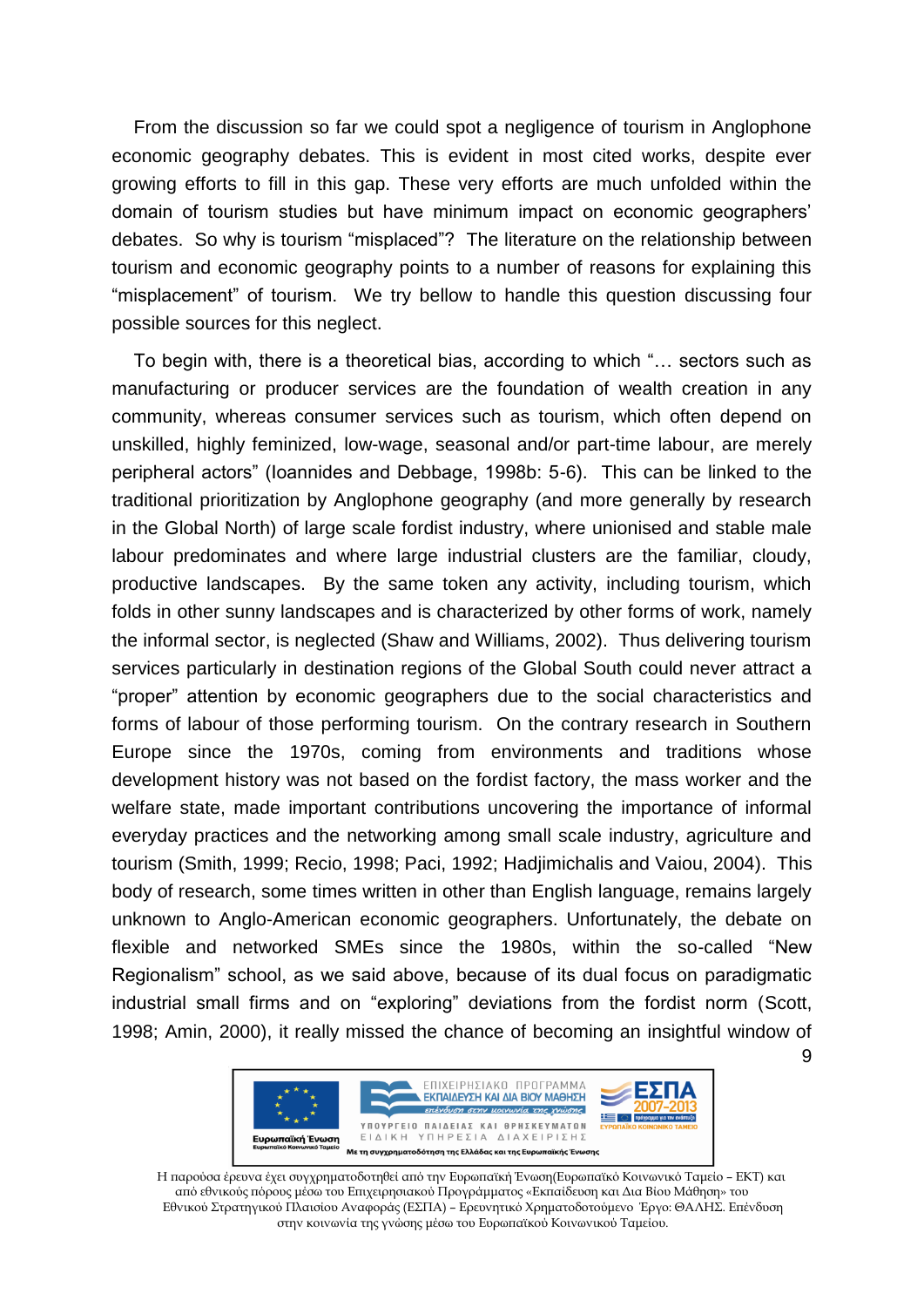From the discussion so far we could spot a negligence of tourism in Anglophone economic geography debates. This is evident in most cited works, despite ever growing efforts to fill in this gap. These very efforts are much unfolded within the domain of tourism studies but have minimum impact on economic geographers' debates. So why is tourism "misplaced"? The literature on the relationship between tourism and economic geography points to a number of reasons for explaining this "misplacement" of tourism. We try bellow to handle this question discussing four possible sources for this neglect.

To begin with, there is a theoretical bias, according to which "… sectors such as manufacturing or producer services are the foundation of wealth creation in any community, whereas consumer services such as tourism, which often depend on unskilled, highly feminized, low-wage, seasonal and/or part-time labour, are merely peripheral actors" (Ioannides and Debbage, 1998b: 5-6). This can be linked to the traditional prioritization by Anglophone geography (and more generally by research in the Global North) of large scale fordist industry, where unionised and stable male labour predominates and where large industrial clusters are the familiar, cloudy, productive landscapes. By the same token any activity, including tourism, which folds in other sunny landscapes and is characterized by other forms of work, namely the informal sector, is neglected (Shaw and Williams, 2002). Thus delivering tourism services particularly in destination regions of the Global South could never attract a "proper" attention by economic geographers due to the social characteristics and forms of labour of those performing tourism. On the contrary research in Southern Europe since the 1970s, coming from environments and traditions whose development history was not based on the fordist factory, the mass worker and the welfare state, made important contributions uncovering the importance of informal everyday practices and the networking among small scale industry, agriculture and tourism (Smith, 1999; Recio, 1998; Paci, 1992; Hadjimichalis and Vaiou, 2004). This body of research, some times written in other than English language, remains largely unknown to Anglo-American economic geographers. Unfortunately, the debate on flexible and networked SMEs since the 1980s, within the so-called "New Regionalism" school, as we said above, because of its dual focus on paradigmatic industrial small firms and on "exploring" deviations from the fordist norm (Scott, 1998; Amin, 2000), it really missed the chance of becoming an insightful window of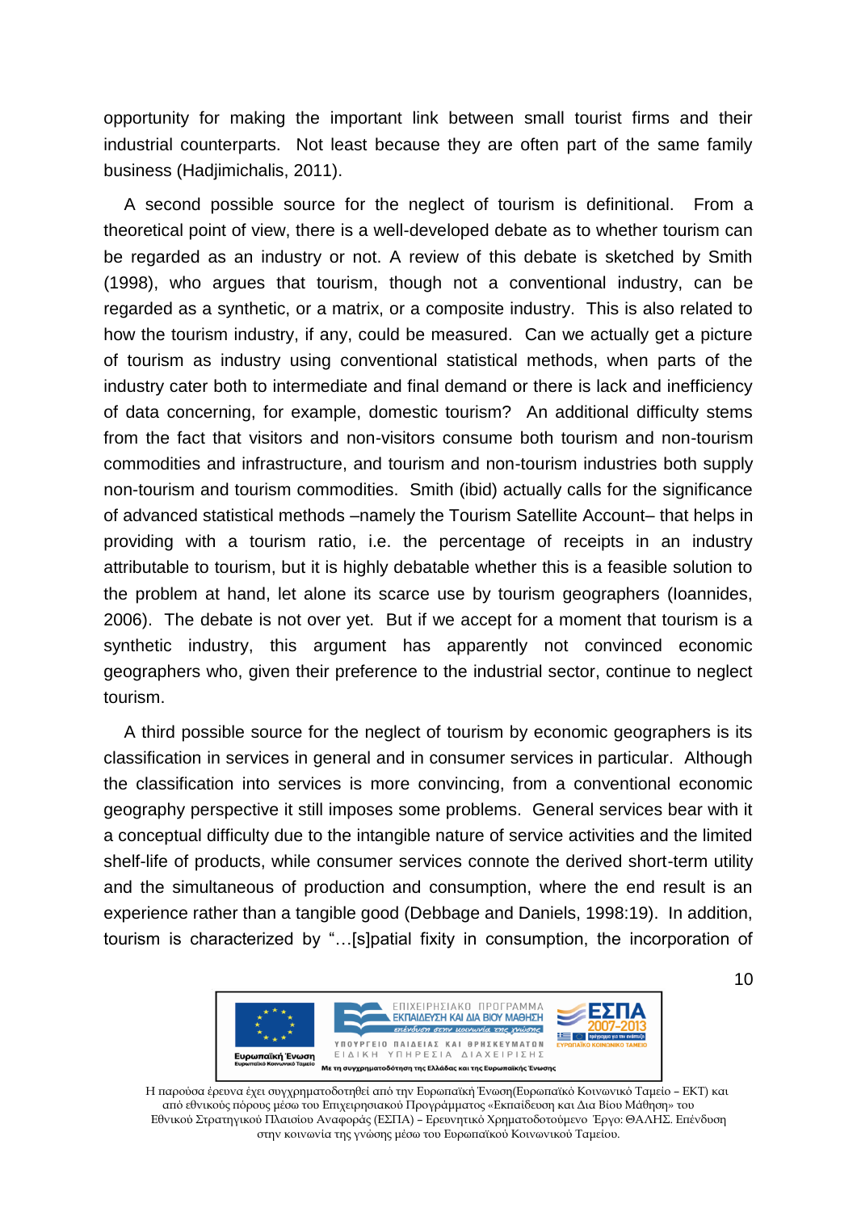opportunity for making the important link between small tourist firms and their industrial counterparts. Not least because they are often part of the same family business (Hadjimichalis, 2011).

A second possible source for the neglect of tourism is definitional. From a theoretical point of view, there is a well-developed debate as to whether tourism can be regarded as an industry or not. A review of this debate is sketched by Smith (1998), who argues that tourism, though not a conventional industry, can be regarded as a synthetic, or a matrix, or a composite industry. This is also related to how the tourism industry, if any, could be measured. Can we actually get a picture of tourism as industry using conventional statistical methods, when parts of the industry cater both to intermediate and final demand or there is lack and inefficiency of data concerning, for example, domestic tourism? An additional difficulty stems from the fact that visitors and non-visitors consume both tourism and non-tourism commodities and infrastructure, and tourism and non-tourism industries both supply non-tourism and tourism commodities. Smith (ibid) actually calls for the significance of advanced statistical methods –namely the Tourism Satellite Account– that helps in providing with a tourism ratio, i.e. the percentage of receipts in an industry attributable to tourism, but it is highly debatable whether this is a feasible solution to the problem at hand, let alone its scarce use by tourism geographers (Ioannides, 2006). The debate is not over yet. But if we accept for a moment that tourism is a synthetic industry, this argument has apparently not convinced economic geographers who, given their preference to the industrial sector, continue to neglect tourism.

A third possible source for the neglect of tourism by economic geographers is its classification in services in general and in consumer services in particular. Although the classification into services is more convincing, from a conventional economic geography perspective it still imposes some problems. General services bear with it a conceptual difficulty due to the intangible nature of service activities and the limited shelf-life of products, while consumer services connote the derived short-term utility and the simultaneous of production and consumption, where the end result is an experience rather than a tangible good (Debbage and Daniels, 1998:19). In addition, tourism is characterized by "…[s]patial fixity in consumption, the incorporation of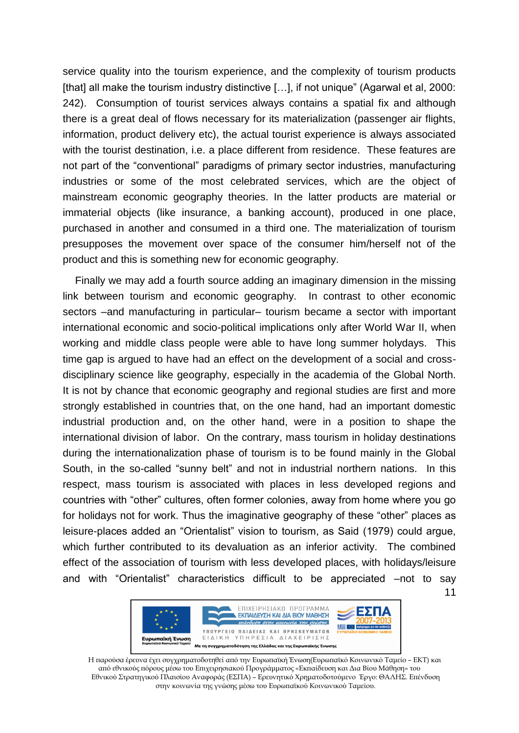service quality into the tourism experience, and the complexity of tourism products [that] all make the tourism industry distinctive […], if not unique" (Agarwal et al, 2000: 242). Consumption of tourist services always contains a spatial fix and although there is a great deal of flows necessary for its materialization (passenger air flights, information, product delivery etc), the actual tourist experience is always associated with the tourist destination, i.e. a place different from residence. These features are not part of the "conventional" paradigms of primary sector industries, manufacturing industries or some of the most celebrated services, which are the object of mainstream economic geography theories. In the latter products are material or immaterial objects (like insurance, a banking account), produced in one place, purchased in another and consumed in a third one. The materialization of tourism presupposes the movement over space of the consumer him/herself not of the product and this is something new for economic geography.

Finally we may add a fourth source adding an imaginary dimension in the missing link between tourism and economic geography. In contrast to other economic sectors –and manufacturing in particular– tourism became a sector with important international economic and socio-political implications only after World War II, when working and middle class people were able to have long summer holydays. This time gap is argued to have had an effect on the development of a social and cross-disciplinary science like geography, especially in the academia of the Global North. It is not by chance that economic geography and regional studies are first and more strongly established in countries that, on the one hand, had an important domestic industrial production and, on the other hand, were in a position to shape the international division of labor. On the contrary, mass tourism in holiday destinations during the internationalization phase of tourism is to be found mainly in the Global South, in the so-called "sunny belt" and not in industrial northern nations. In this respect, mass tourism is associated with places in less developed regions and countries with "other" cultures, often former colonies, away from home where you go for holidays not for work. Thus the imaginative geography of these "other" places as leisure-places added an "Orientalist" vision to tourism, as Said (1979) could argue, which further contributed to its devaluation as an inferior activity. The combined effect of the association of tourism with less developed places, with holidays/leisure and with "Orientalist" characteristics difficult to be appreciated –not to say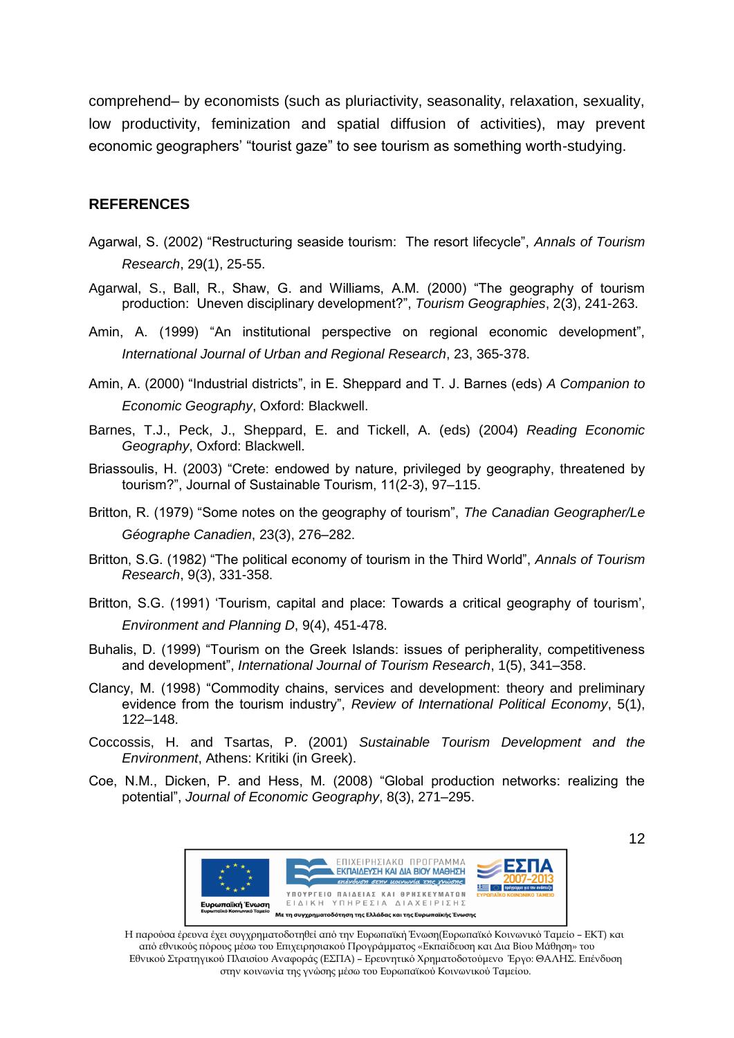comprehend– by economists (such as pluriactivity, seasonality, relaxation, sexuality, low productivity, feminization and spatial diffusion of activities), may prevent economic geographers' "tourist gaze" to see tourism as something worth-studying.

## REFERENCES

Agarwal, S. (2002) "Restructuring seaside tourism: The resort lifecycle", *Annals of Tourism Research*, 29(1), 25-55.

Agarwal, S., Ball, R., Shaw, G. and Williams, A.M. (2000) "The geography of tourism production: Uneven disciplinary development?", *Tourism Geographies*, 2(3), 241-263.

Amin, A. (1999) "An institutional perspective on regional economic development", *International Journal of Urban and Regional Research*, 23, 365-378.

Amin, A. (2000) "Industrial districts", in E. Sheppard and T. J. Barnes (eds) *A Companion to Economic Geography*, Oxford: Blackwell.

Barnes, T.J., Peck, J., Sheppard, E. and Tickell, A. (eds) (2004) *Reading Economic Geography*, Oxford: Blackwell.

Briassoulis, H. (2003) "Crete: endowed by nature, privileged by geography, threatened by tourism?", Journal of Sustainable Tourism, 11(2-3), 97–115.

Britton, R. (1979) "Some notes on the geography of tourism", *The Canadian Geographer/Le Géographe Canadien*, 23(3), 276–282.

Britton, S.G. (1982) "The political economy of tourism in the Third World", *Annals of Tourism Research*, 9(3), 331-358.

Britton, S.G. (1991) 'Tourism, capital and place: Towards a critical geography of tourism', *Environment and Planning D*, 9(4), 451-478.

Buhalis, D. (1999) "Tourism on the Greek Islands: issues of peripherality, competitiveness and development", *International Journal of Tourism Research*, 1(5), 341–358.

Clancy, M. (1998) "Commodity chains, services and development: theory and preliminary evidence from the tourism industry", *Review of International Political Economy*, 5(1), 122–148.

Coccossis, H. and Tsartas, P. (2001) *Sustainable Tourism Development and the Environment*, Athens: Kritiki (in Greek).

Coe, N.M., Dicken, P. and Hess, M. (2008) "Global production networks: realizing the potential", *Journal of Economic Geography*, 8(3), 271–295.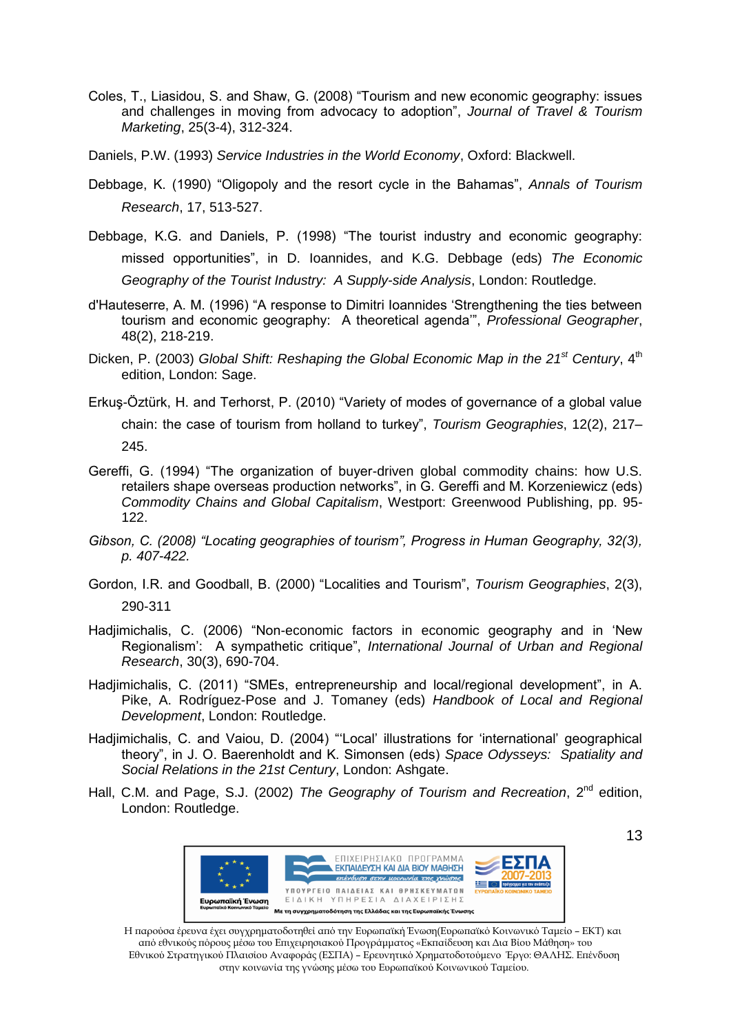Coles, T., Liasidou, S. and Shaw, G. (2008) "Tourism and new economic geography: issues and challenges in moving from advocacy to adoption", *Journal of Travel & Tourism Marketing*, 25(3-4), 312-324.

Daniels, P.W. (1993) *Service Industries in the World Economy*, Oxford: Blackwell.

Debbage, K. (1990) "Oligopoly and the resort cycle in the Bahamas", *Annals of Tourism Research*, 17, 513-527.

Debbage, K.G. and Daniels, P. (1998) "The tourist industry and economic geography: missed opportunities", in D. Ioannides, and K.G. Debbage (eds) *The Economic Geography of the Tourist Industry: A Supply-side Analysis*, London: Routledge.

d'Hauteserre, A. M. (1996) "A response to Dimitri Ioannides 'Strengthening the ties between tourism and economic geography: A theoretical agenda'", *Professional Geographer*, 48(2), 218-219.

Dicken, P. (2003) *Global Shift: Reshaping the Global Economic Map in the 21st Century*, 4th edition, London: Sage.

Erkuş-Öztürk, H. and Terhorst, P. (2010) "Variety of modes of governance of a global value chain: the case of tourism from holland to turkey", *Tourism Geographies*, 12(2), 217–245.

Gereffi, G. (1994) "The organization of buyer-driven global commodity chains: how U.S. retailers shape overseas production networks", in G. Gereffi and M. Korzeniewicz (eds) *Commodity Chains and Global Capitalism*, Westport: Greenwood Publishing, pp. 95-122.

*Gibson, C. (2008) "Locating geographies of tourism", Progress in Human Geography, 32(3), p. 407-422.*

Gordon, I.R. and Goodball, B. (2000) "Localities and Tourism", *Tourism Geographies*, 2(3), 290-311

Hadjimichalis, C. (2006) "Non-economic factors in economic geography and in 'New Regionalism': A sympathetic critique", *International Journal of Urban and Regional Research*, 30(3), 690-704.

Hadjimichalis, C. (2011) "SMEs, entrepreneurship and local/regional development", in A. Pike, A. Rodríguez-Pose and J. Tomaney (eds) *Handbook of Local and Regional Development*, London: Routledge.

Hadjimichalis, C. and Vaiou, D. (2004) "'Local' illustrations for 'international' geographical theory", in J. O. Baerenholdt and K. Simonsen (eds) *Space Odysseys: Spatiality and Social Relations in the 21st Century*, London: Ashgate.

Hall, C.M. and Page, S.J. (2002) *The Geography of Tourism and Recreation*, 2nd edition, London: Routledge.

Η παρούσα έρευνα έχει συγχρηματοδοτηθεί από την Ευρωπαϊκή Ένωση(Ευρωπαϊκό Κοινωνικό Ταμείο – ΕΚΤ) και από εθνικούς πόρους μέσω του Επιχειρησιακού Προγράμματος «Εκπαίδευση και Δια Βίου Μάθηση» του Εθνικού Στρατηγικού Πλαισίου Αναφοράς (ΕΣΠΑ) – Ερευνητικό Χρηματοδοτούμενο Έργο: ΘΑΛΗΣ. Επένδυση στην κοινωνία της γνώσης μέσω του Ευρωπαϊκού Κοινωνικού Ταμείου.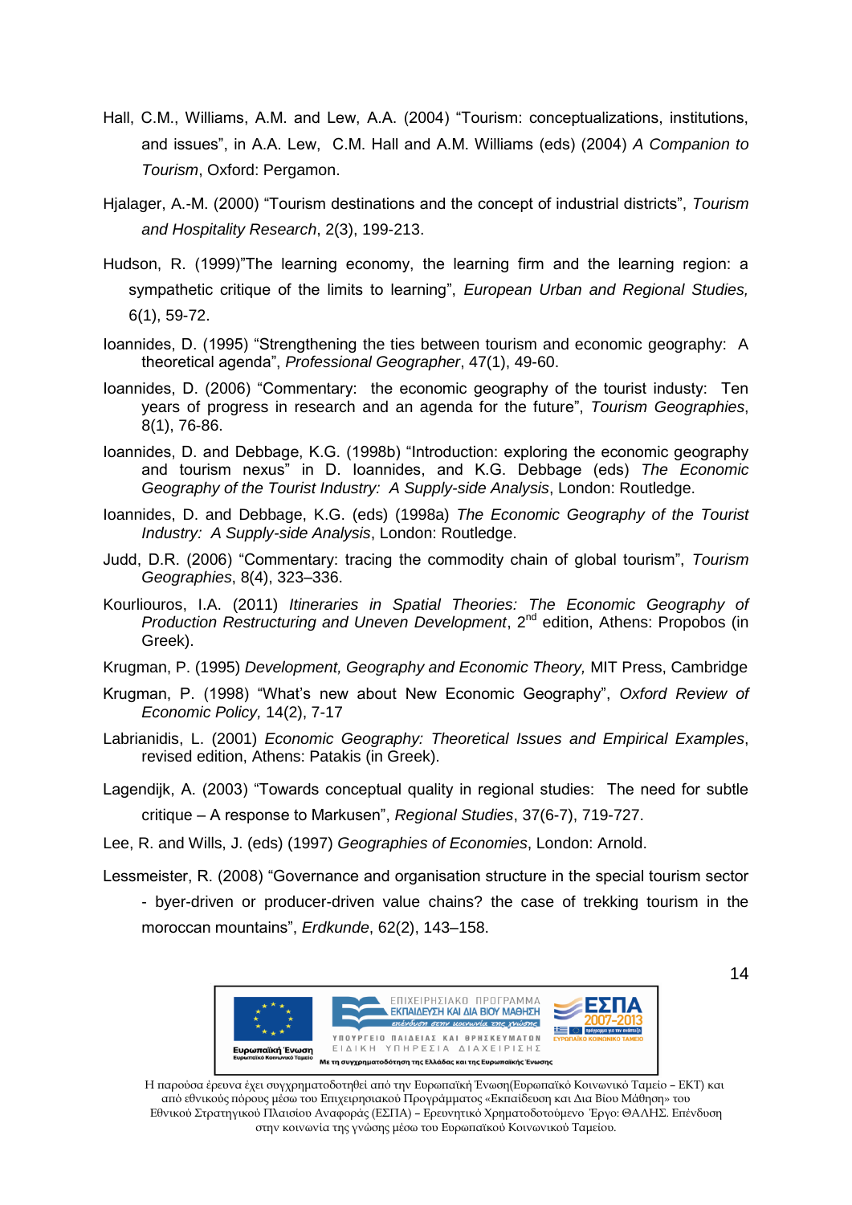Hall, C.M., Williams, A.M. and Lew, A.A. (2004) "Tourism: conceptualizations, institutions, and issues", in A.A. Lew, C.M. Hall and A.M. Williams (eds) (2004) *A Companion to Tourism*, Oxford: Pergamon.

Hjalager, A.-M. (2000) "Tourism destinations and the concept of industrial districts", *Tourism and Hospitality Research*, 2(3), 199-213.

Hudson, R. (1999)"The learning economy, the learning firm and the learning region: a sympathetic critique of the limits to learning", *European Urban and Regional Studies,* 6(1), 59-72.

Ioannides, D. (1995) "Strengthening the ties between tourism and economic geography: A theoretical agenda", *Professional Geographer*, 47(1), 49-60.

Ioannides, D. (2006) "Commentary: the economic geography of the tourist industy: Ten years of progress in research and an agenda for the future", *Tourism Geographies*, 8(1), 76-86.

Ioannides, D. and Debbage, K.G. (1998b) "Introduction: exploring the economic geography and tourism nexus" in D. Ioannides, and K.G. Debbage (eds) *The Economic Geography of the Tourist Industry: A Supply-side Analysis*, London: Routledge.

Ioannides, D. and Debbage, K.G. (eds) (1998a) *The Economic Geography of the Tourist Industry: A Supply-side Analysis*, London: Routledge.

Judd, D.R. (2006) "Commentary: tracing the commodity chain of global tourism", *Tourism Geographies*, 8(4), 323–336.

Kourliouros, I.A. (2011) *Itineraries in Spatial Theories: The Economic Geography of Production Restructuring and Uneven Development*, 2nd edition, Athens: Propobos (in Greek).

Krugman, P. (1995) *Development, Geography and Economic Theory,* MIT Press, Cambridge

Krugman, P. (1998) "What's new about New Economic Geography", *Oxford Review of Economic Policy,* 14(2), 7-17

Labrianidis, L. (2001) *Economic Geography: Theoretical Issues and Empirical Examples*, revised edition, Athens: Patakis (in Greek).

Lagendijk, A. (2003) "Towards conceptual quality in regional studies: The need for subtle critique – A response to Markusen", *Regional Studies*, 37(6-7), 719-727.

Lee, R. and Wills, J. (eds) (1997) *Geographies of Economies*, London: Arnold.

Lessmeister, R. (2008) "Governance and organisation structure in the special tourism sector - byer-driven or producer-driven value chains? the case of trekking tourism in the moroccan mountains", *Erdkunde*, 62(2), 143–158.

Η παρούσα έρευνα έχει συγχρηματοδοτηθεί από την Ευρωπαϊκή Ένωση(Ευρωπαϊκό Κοινωνικό Ταμείο – ΕΚΤ) και από εθνικούς πόρους μέσω του Επιχειρησιακού Προγράμματος «Εκπαίδευση και Δια Βίου Μάθηση» του Εθνικού Στρατηγικού Πλαισίου Αναφοράς (ΕΣΠΑ) – Ερευνητικό Χρηματοδοτούμενο Έργο: ΘΑΛΗΣ. Επένδυση στην κοινωνία της γνώσης μέσω του Ευρωπαϊκού Κοινωνικού Ταμείου.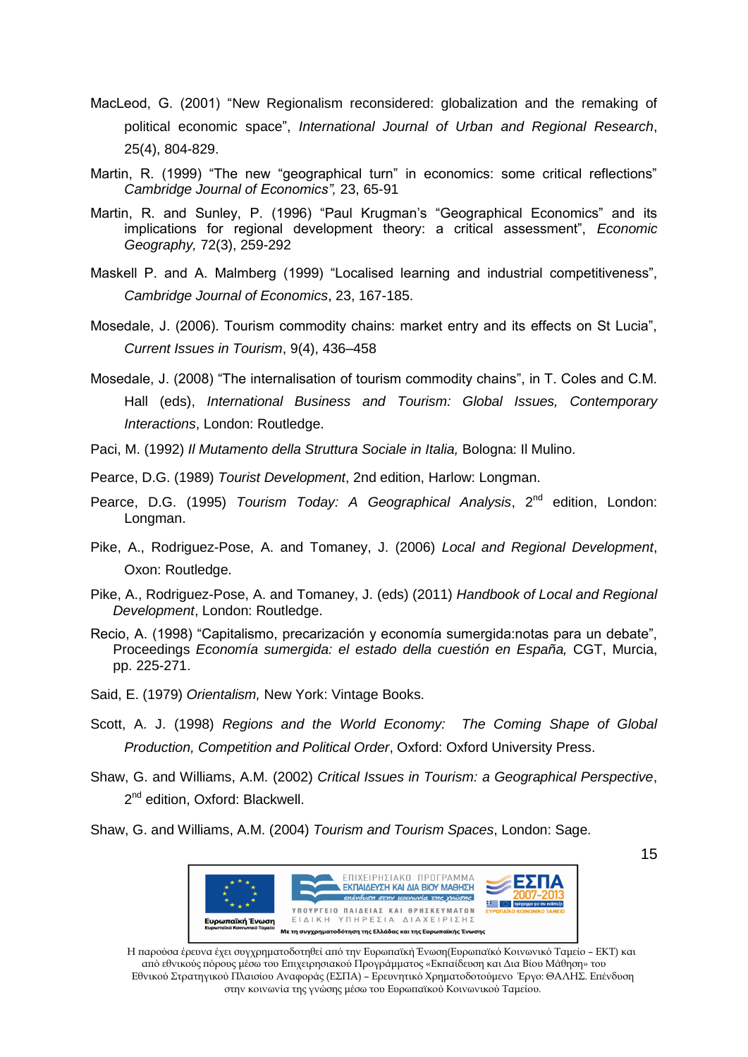MacLeod, G. (2001) "New Regionalism reconsidered: globalization and the remaking of political economic space", *International Journal of Urban and Regional Research*, 25(4), 804-829.

Martin, R. (1999) "The new "geographical turn" in economics: some critical reflections" *Cambridge Journal of Economics",* 23, 65-91

Martin, R. and Sunley, P. (1996) "Paul Krugman's "Geographical Economics" and its implications for regional development theory: a critical assessment", *Economic Geography,* 72(3), 259-292

Maskell P. and A. Malmberg (1999) "Localised learning and industrial competitiveness", *Cambridge Journal of Economics*, 23, 167-185.

Mosedale, J. (2006). Tourism commodity chains: market entry and its effects on St Lucia", *Current Issues in Tourism*, 9(4), 436–458

Mosedale, J. (2008) "The internalisation of tourism commodity chains", in T. Coles and C.M. Hall (eds), *International Business and Tourism: Global Issues, Contemporary Interactions*, London: Routledge.

Paci, M. (1992) *Il Mutamento della Struttura Sociale in Italia,* Bologna: Il Mulino.

Pearce, D.G. (1989) *Tourist Development*, 2nd edition, Harlow: Longman.

Pearce, D.G. (1995) *Tourism Today: A Geographical Analysis*, 2nd edition, London: Longman.

Pike, A., Rodriguez-Pose, A. and Tomaney, J. (2006) *Local and Regional Development*, Oxon: Routledge.

Pike, A., Rodriguez-Pose, A. and Tomaney, J. (eds) (2011) *Handbook of Local and Regional Development*, London: Routledge.

Recio, A. (1998) "Capitalismo, precarización y economía sumergida:notas para un debate", Proceedings *Economía sumergida: el estado della cuestión en España,* CGT, Murcia, pp. 225-271.

Said, E. (1979) *Orientalism,* New York: Vintage Books.

Scott, A. J. (1998) *Regions and the World Economy: The Coming Shape of Global Production, Competition and Political Order*, Oxford: Oxford University Press.

Shaw, G. and Williams, A.M. (2002) *Critical Issues in Tourism: a Geographical Perspective*, 2nd edition, Oxford: Blackwell.

Shaw, G. and Williams, A.M. (2004) *Tourism and Tourism Spaces*, London: Sage.

Η παρούσα έρευνα έχει συγχρηματοδοτηθεί από την Ευρωπαϊκή Ένωση(Ευρωπαϊκό Κοινωνικό Ταμείο – ΕΚΤ) και από εθνικούς πόρους μέσω του Επιχειρησιακού Προγράμματος «Εκπαίδευση και Δια Βίου Μάθηση» του Εθνικού Στρατηγικού Πλαισίου Αναφοράς (ΕΣΠΑ) – Ερευνητικό Χρηματοδοτούμενο Έργο: ΘΑΛΗΣ. Επένδυση στην κοινωνία της γνώσης μέσω του Ευρωπαϊκού Κοινωνικού Ταμείου.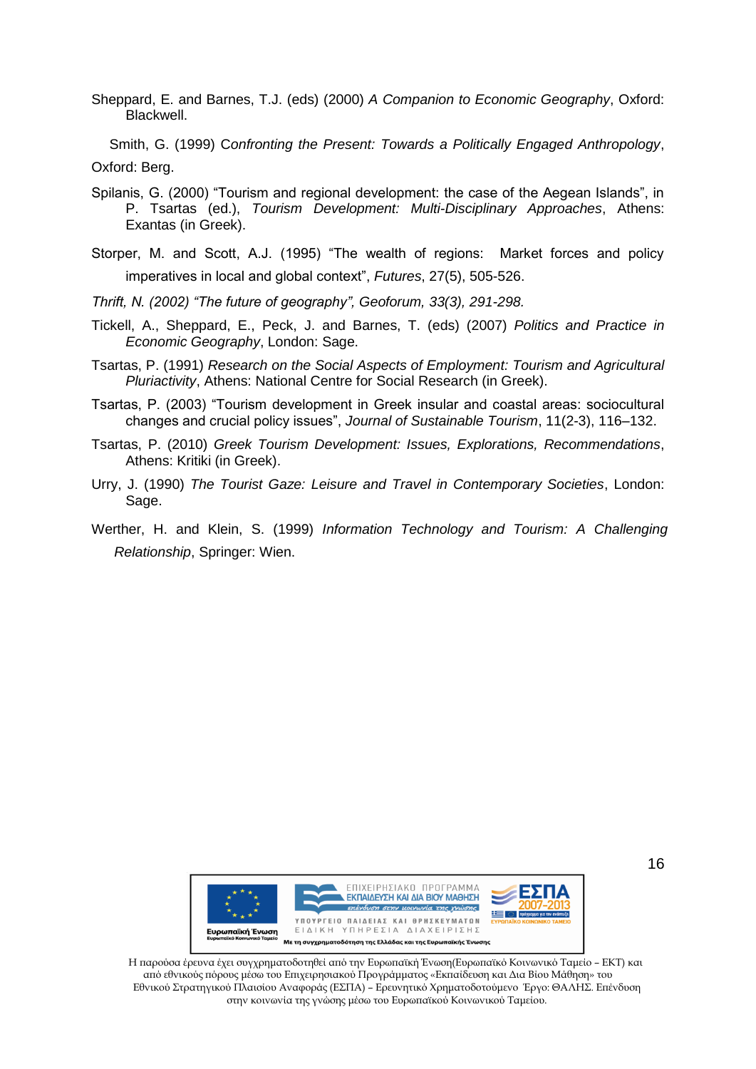Sheppard, E. and Barnes, T.J. (eds) (2000) *A Companion to Economic Geography*, Oxford: Blackwell.

Smith, G. (1999) C*onfronting the Present: Towards a Politically Engaged Anthropology*, Oxford: Berg.

Spilanis, G. (2000) "Tourism and regional development: the case of the Aegean Islands", in P. Tsartas (ed.), *Tourism Development: Multi-Disciplinary Approaches*, Athens: Exantas (in Greek).

Storper, M. and Scott, A.J. (1995) "The wealth of regions: Market forces and policy imperatives in local and global context", *Futures*, 27(5), 505-526.

*Thrift, N. (2002) "The future of geography", Geoforum, 33(3), 291-298.*

Tickell, A., Sheppard, E., Peck, J. and Barnes, T. (eds) (2007) *Politics and Practice in Economic Geography*, London: Sage.

Tsartas, P. (1991) *Research on the Social Aspects of Employment: Tourism and Agricultural Pluriactivity*, Athens: National Centre for Social Research (in Greek).

Tsartas, P. (2003) "Tourism development in Greek insular and coastal areas: sociocultural changes and crucial policy issues", *Journal of Sustainable Tourism*, 11(2-3), 116–132.

Tsartas, P. (2010) *Greek Tourism Development: Issues, Explorations, Recommendations*, Athens: Kritiki (in Greek).

Urry, J. (1990) *The Tourist Gaze: Leisure and Travel in Contemporary Societies*, London: Sage.

Werther, H. and Klein, S. (1999) *Information Technology and Tourism: A Challenging Relationship*, Springer: Wien.

Ευρωπαϊκή Ένωση
Ευρωπαϊκό Κοινωνικό Ταμείο

ΕΠΙΧΕΙΡΗΣΙΑΚΟ ΠΡΟΓΡΑΜΜΑ
ΕΚΠΑΙΔΕΥΣΗ ΚΑΙ ΔΙΑ ΒΙΟΥ ΜΑΘΗΣΗ
επένδυση στην κοινωνία της γνώσης
ΥΠΟΥΡΓΕΙΟ ΠΑΙΔΕΙΑΣ ΚΑΙ ΘΡΗΣΚΕΥΜΑΤΩΝ
ΕΙΔΙΚΗ ΥΠΗΡΕΣΙΑ ΔΙΑΧΕΙΡΙΣΗΣ
Με τη συγχρηματοδότηση της Ελλάδας και της Ευρωπαϊκής Ένωσης

ΕΣΠΑ 2007-2013
πρόγραμμα για την ανάπτυξη
ΕΥΡΩΠΑΪΚΟ ΚΟΙΝΩΝΙΚΟ ΤΑΜΕΙΟ

Η παρούσα έρευνα έχει συγχρηματοδοτηθεί από την Ευρωπαϊκή Ένωση(Ευρωπαϊκό Κοινωνικό Ταμείο – ΕΚΤ) και από εθνικούς πόρους μέσω του Επιχειρησιακού Προγράμματος «Εκπαίδευση και Δια Βίου Μάθηση» του Εθνικού Στρατηγικού Πλαισίου Αναφοράς (ΕΣΠΑ) – Ερευνητικό Χρηματοδοτούμενο Έργο: ΘΑΛΗΣ. Επένδυση στην κοινωνία της γνώσης μέσω του Ευρωπαϊκού Κοινωνικού Ταμείου.